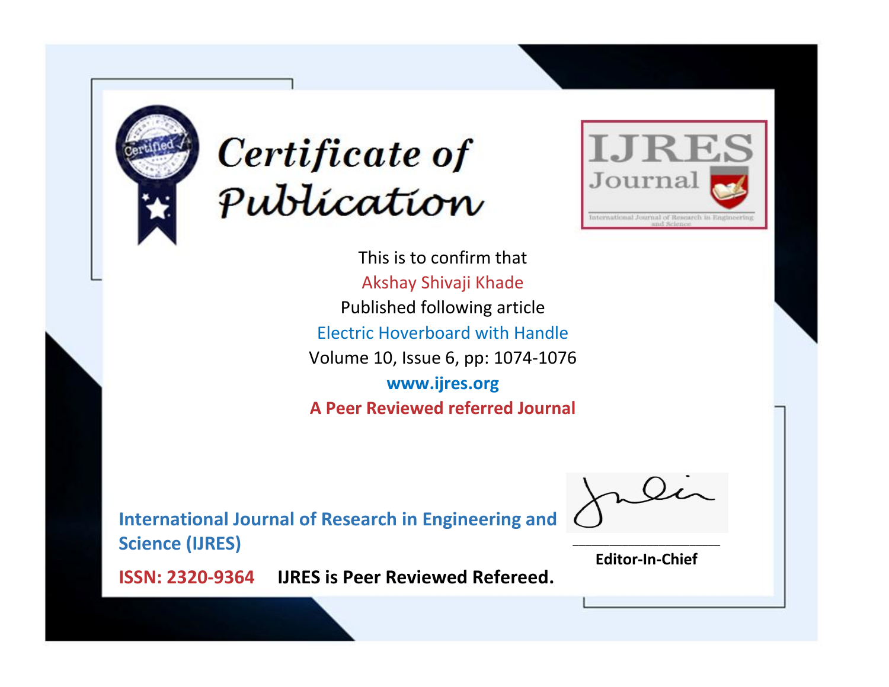# Certificate of Publication

**IJRES Journal**

International Journal of Research in Engineering and Science

This is to confirm that

Akshay Shivaji Khade

Published following article

Electric Hoverboard with Handle

Volume 10, Issue 6, pp: 1074-1076

**www.ijres.org**

**A Peer Reviewed referred Journal**

**International Journal of Research in Engineering and Science (IJRES)**

**ISSN: 2320-9364** **IJRES is Peer Reviewed Refereed.**

**Editor-In-Chief**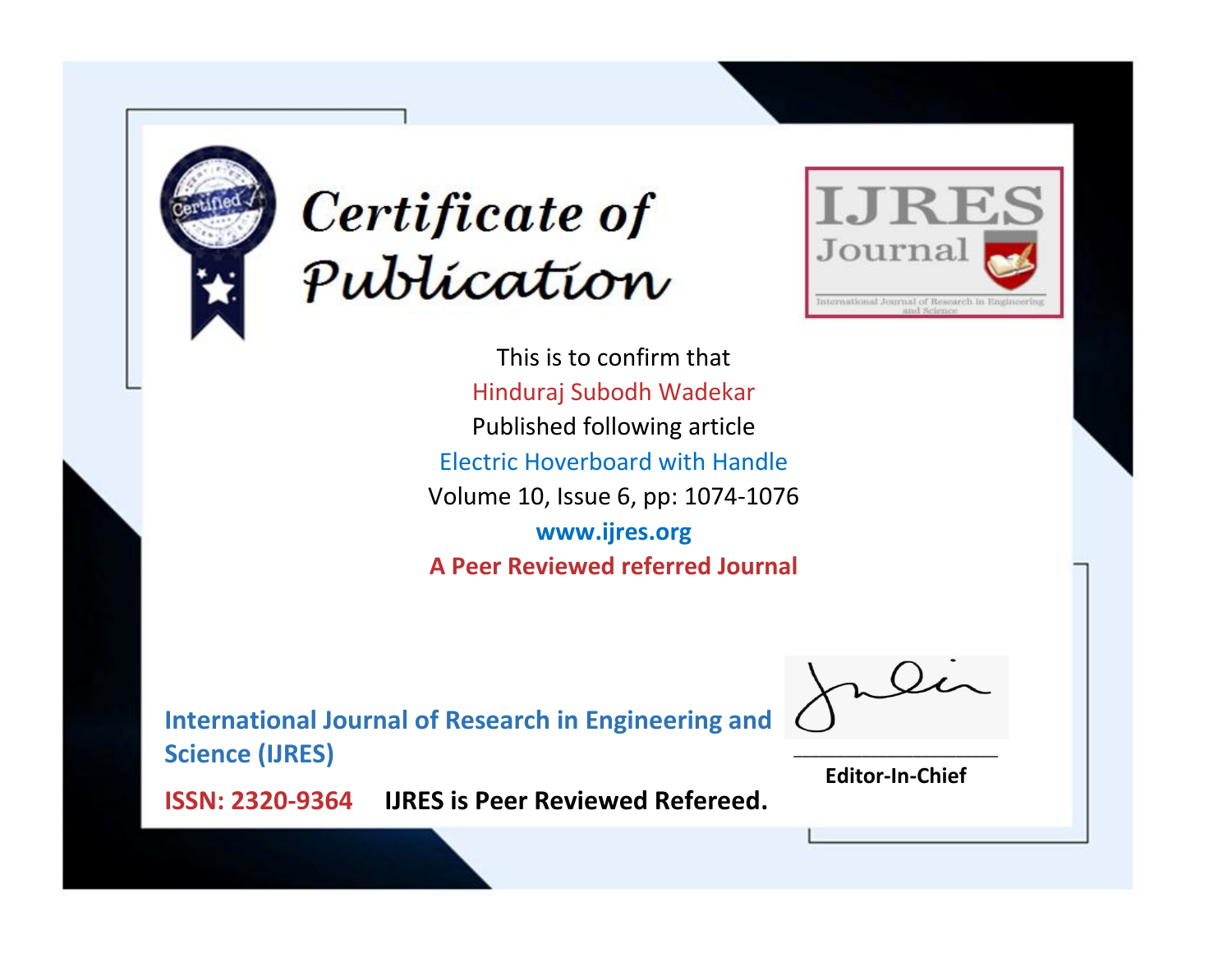# Certificate of Publication

IJRES Journal

International Journal of Research in Engineering and Science

This is to confirm that

Hinduraj Subodh Wadekar

Published following article

Electric Hoverboard with Handle

Volume 10, Issue 6, pp: 1074-1076

www.ijres.org

**A Peer Reviewed referred Journal**

**International Journal of Research in Engineering and Science (IJRES)**

**ISSN: 2320-9364** **IJRES is Peer Reviewed Refereed.**

**Editor-In-Chief**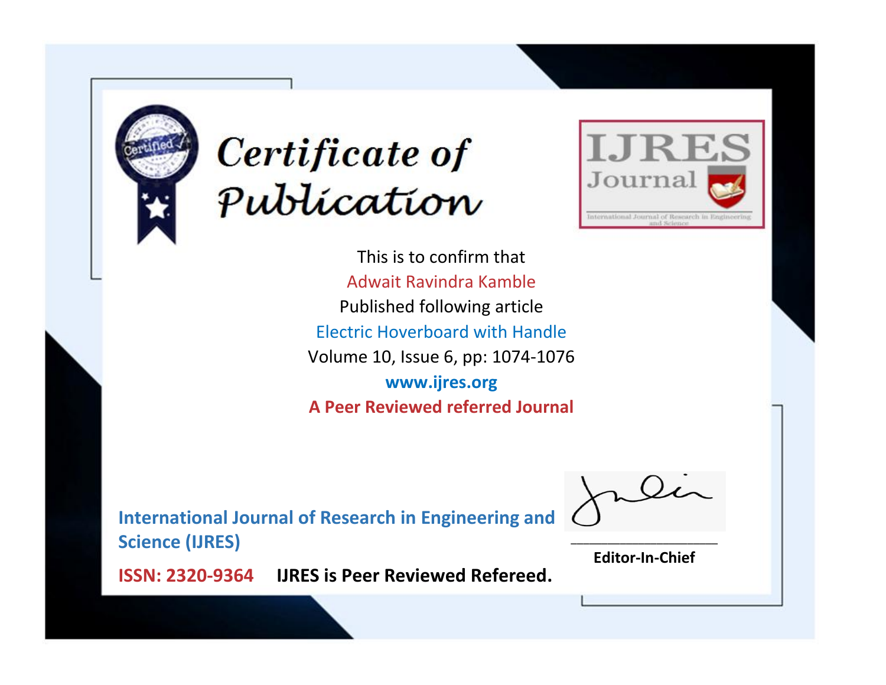# Certificate of Publication

IJRES Journal

International Journal of Research in Engineering and Science

This is to confirm that

Adwait Ravindra Kamble

Published following article

Electric Hoverboard with Handle

Volume 10, Issue 6, pp: 1074-1076

**www.ijres.org**

**A Peer Reviewed referred Journal**

**International Journal of Research in Engineering and Science (IJRES)**

**ISSN: 2320-9364** **IJRES is Peer Reviewed Refereed.**

**Editor-In-Chief**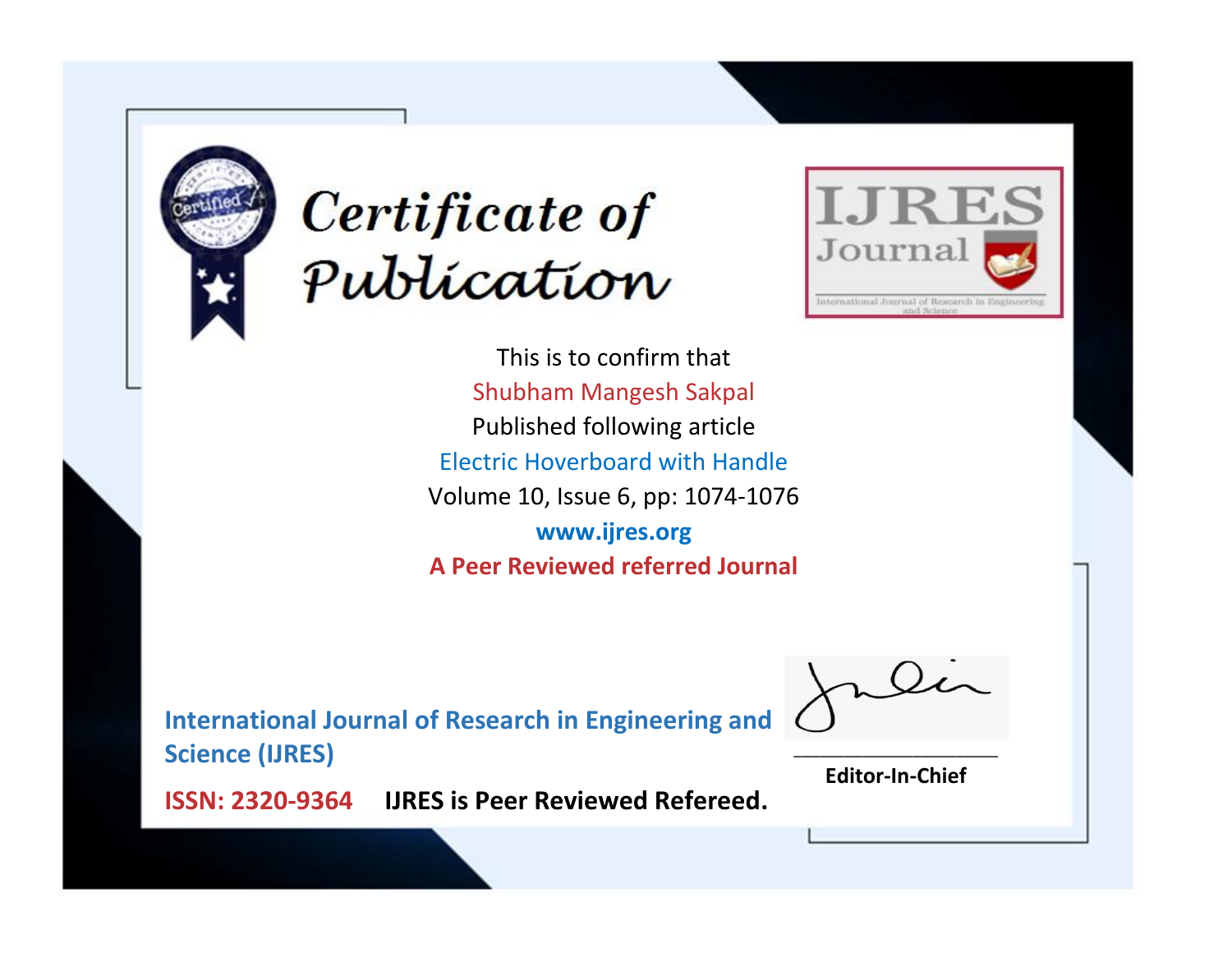# Certificate of Publication

IJRES Journal

International Journal of Research in Engineering and Science

This is to confirm that

Shubham Mangesh Sakpal

Published following article

Electric Hoverboard with Handle

Volume 10, Issue 6, pp: 1074-1076

**www.ijres.org**

**A Peer Reviewed referred Journal**

**International Journal of Research in Engineering and Science (IJRES)**

**ISSN: 2320-9364** **IJRES is Peer Reviewed Refereed.**

**Editor-In-Chief**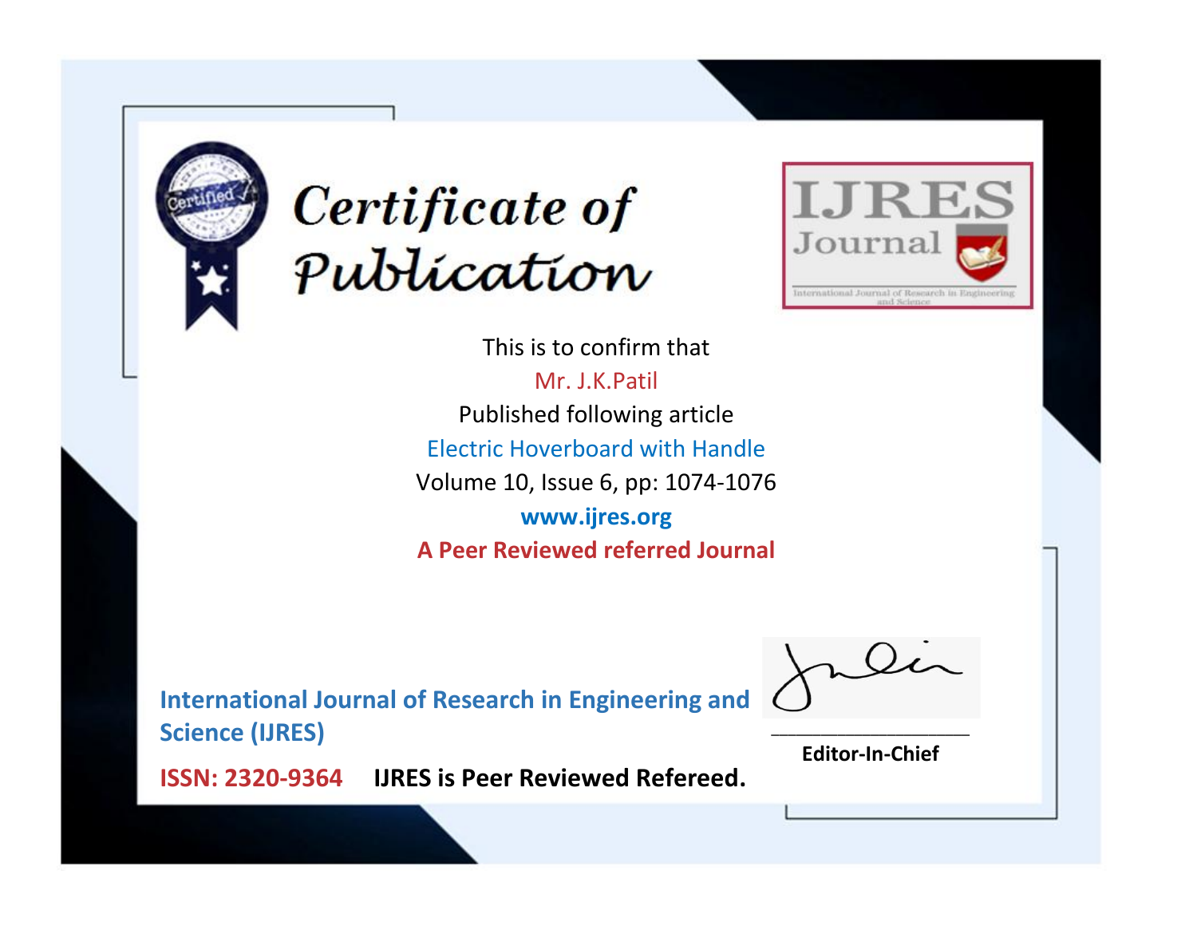# Certificate of Publication

**IJRES Journal**

International Journal of Research in Engineering and Science

This is to confirm that

Mr. J.K.Patil

Published following article

Electric Hoverboard with Handle

Volume 10, Issue 6, pp: 1074-1076

**www.ijres.org**

**A Peer Reviewed referred Journal**

**International Journal of Research in Engineering and Science (IJRES)**

**ISSN: 2320-9364** **IJRES is Peer Reviewed Refereed.**

**Editor-In-Chief**